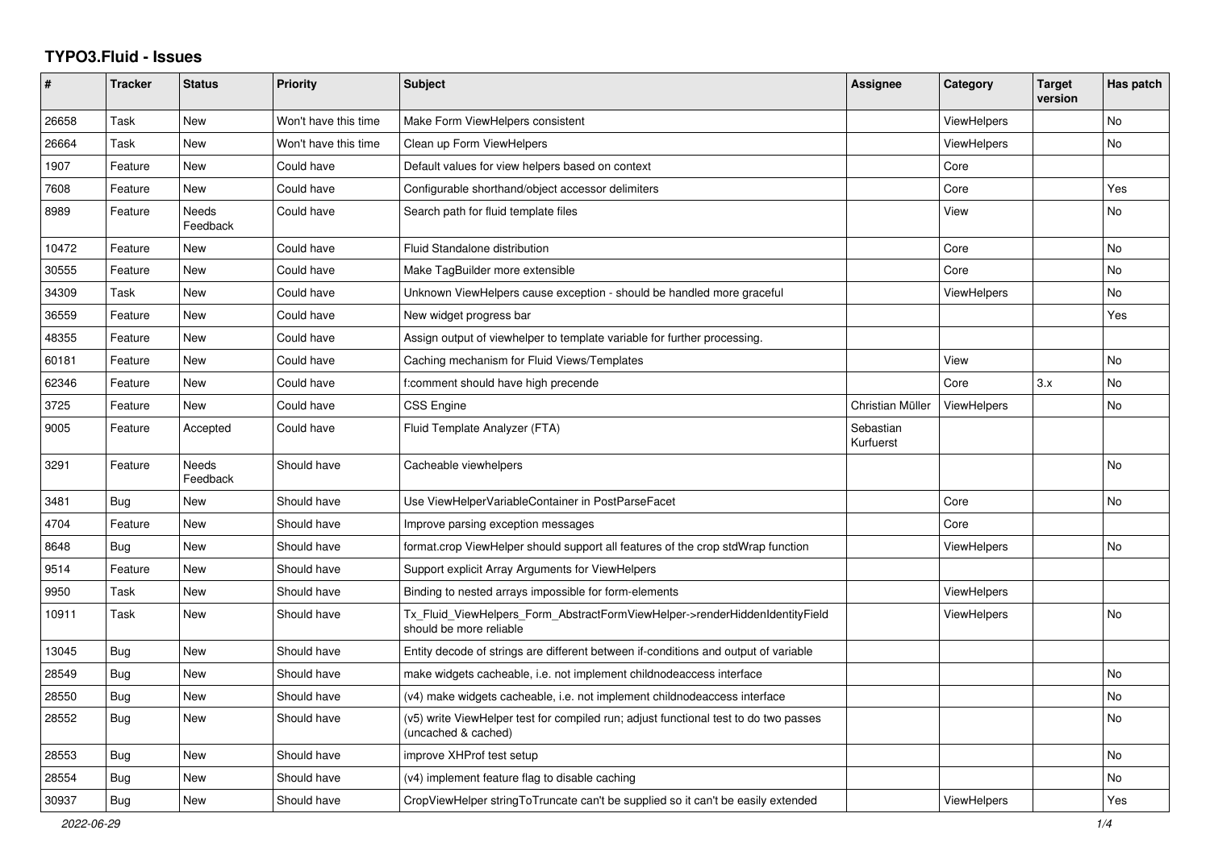# TYPO3.Fluid - Issues

| # | Tracker | Status | Priority | Subject | Assignee | Category | Target version | Has patch |
|---|---|---|---|---|---|---|---|---|
| 26658 | Task | New | Won't have this time | Make Form ViewHelpers consistent | | ViewHelpers | | No |
| 26664 | Task | New | Won't have this time | Clean up Form ViewHelpers | | ViewHelpers | | No |
| 1907 | Feature | New | Could have | Default values for view helpers based on context | | Core | | |
| 7608 | Feature | New | Could have | Configurable shorthand/object accessor delimiters | | Core | | Yes |
| 8989 | Feature | Needs Feedback | Could have | Search path for fluid template files | | View | | No |
| 10472 | Feature | New | Could have | Fluid Standalone distribution | | Core | | No |
| 30555 | Feature | New | Could have | Make TagBuilder more extensible | | Core | | No |
| 34309 | Task | New | Could have | Unknown ViewHelpers cause exception - should be handled more graceful | | ViewHelpers | | No |
| 36559 | Feature | New | Could have | New widget progress bar | | | | Yes |
| 48355 | Feature | New | Could have | Assign output of viewhelper to template variable for further processing. | | | | |
| 60181 | Feature | New | Could have | Caching mechanism for Fluid Views/Templates | | View | | No |
| 62346 | Feature | New | Could have | f:comment should have high precende | | Core | 3.x | No |
| 3725 | Feature | New | Could have | CSS Engine | Christian Müller | ViewHelpers | | No |
| 9005 | Feature | Accepted | Could have | Fluid Template Analyzer (FTA) | Sebastian Kurfuerst | | | |
| 3291 | Feature | Needs Feedback | Should have | Cacheable viewhelpers | | | | No |
| 3481 | Bug | New | Should have | Use ViewHelperVariableContainer in PostParseFacet | | Core | | No |
| 4704 | Feature | New | Should have | Improve parsing exception messages | | Core | | |
| 8648 | Bug | New | Should have | format.crop ViewHelper should support all features of the crop stdWrap function | | ViewHelpers | | No |
| 9514 | Feature | New | Should have | Support explicit Array Arguments for ViewHelpers | | | | |
| 9950 | Task | New | Should have | Binding to nested arrays impossible for form-elements | | ViewHelpers | | |
| 10911 | Task | New | Should have | Tx_Fluid_ViewHelpers_Form_AbstractFormViewHelper->renderHiddenIdentityField should be more reliable | | ViewHelpers | | No |
| 13045 | Bug | New | Should have | Entity decode of strings are different between if-conditions and output of variable | | | | |
| 28549 | Bug | New | Should have | make widgets cacheable, i.e. not implement childnodeaccess interface | | | | No |
| 28550 | Bug | New | Should have | (v4) make widgets cacheable, i.e. not implement childnodeaccess interface | | | | No |
| 28552 | Bug | New | Should have | (v5) write ViewHelper test for compiled run; adjust functional test to do two passes (uncached & cached) | | | | No |
| 28553 | Bug | New | Should have | improve XHProf test setup | | | | No |
| 28554 | Bug | New | Should have | (v4) implement feature flag to disable caching | | | | No |
| 30937 | Bug | New | Should have | CropViewHelper stringToTruncate can't be supplied so it can't be easily extended | | ViewHelpers | | Yes |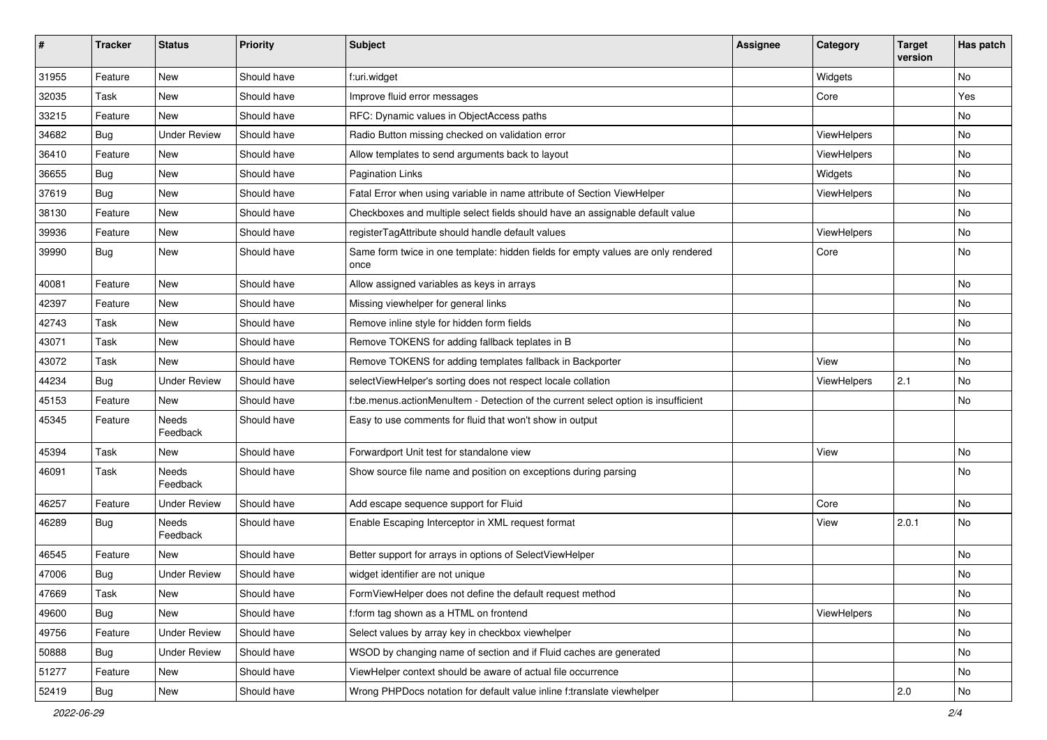| # | Tracker | Status | Priority | Subject | Assignee | Category | Target version | Has patch |
|---|---|---|---|---|---|---|---|---|
| 31955 | Feature | New | Should have | f:uri.widget | | Widgets | | No |
| 32035 | Task | New | Should have | Improve fluid error messages | | Core | | Yes |
| 33215 | Feature | New | Should have | RFC: Dynamic values in ObjectAccess paths | | | | No |
| 34682 | Bug | Under Review | Should have | Radio Button missing checked on validation error | | ViewHelpers | | No |
| 36410 | Feature | New | Should have | Allow templates to send arguments back to layout | | ViewHelpers | | No |
| 36655 | Bug | New | Should have | Pagination Links | | Widgets | | No |
| 37619 | Bug | New | Should have | Fatal Error when using variable in name attribute of Section ViewHelper | | ViewHelpers | | No |
| 38130 | Feature | New | Should have | Checkboxes and multiple select fields should have an assignable default value | | | | No |
| 39936 | Feature | New | Should have | registerTagAttribute should handle default values | | ViewHelpers | | No |
| 39990 | Bug | New | Should have | Same form twice in one template: hidden fields for empty values are only rendered once | | Core | | No |
| 40081 | Feature | New | Should have | Allow assigned variables as keys in arrays | | | | No |
| 42397 | Feature | New | Should have | Missing viewhelper for general links | | | | No |
| 42743 | Task | New | Should have | Remove inline style for hidden form fields | | | | No |
| 43071 | Task | New | Should have | Remove TOKENS for adding fallback teplates in B | | | | No |
| 43072 | Task | New | Should have | Remove TOKENS for adding templates fallback in Backporter | | View | | No |
| 44234 | Bug | Under Review | Should have | selectViewHelper's sorting does not respect locale collation | | ViewHelpers | 2.1 | No |
| 45153 | Feature | New | Should have | f:be.menus.actionMenuItem - Detection of the current select option is insufficient | | | | No |
| 45345 | Feature | Needs Feedback | Should have | Easy to use comments for fluid that won't show in output | | | | |
| 45394 | Task | New | Should have | Forwardport Unit test for standalone view | | View | | No |
| 46091 | Task | Needs Feedback | Should have | Show source file name and position on exceptions during parsing | | | | No |
| 46257 | Feature | Under Review | Should have | Add escape sequence support for Fluid | | Core | | No |
| 46289 | Bug | Needs Feedback | Should have | Enable Escaping Interceptor in XML request format | | View | 2.0.1 | No |
| 46545 | Feature | New | Should have | Better support for arrays in options of SelectViewHelper | | | | No |
| 47006 | Bug | Under Review | Should have | widget identifier are not unique | | | | No |
| 47669 | Task | New | Should have | FormViewHelper does not define the default request method | | | | No |
| 49600 | Bug | New | Should have | f:form tag shown as a HTML on frontend | | ViewHelpers | | No |
| 49756 | Feature | Under Review | Should have | Select values by array key in checkbox viewhelper | | | | No |
| 50888 | Bug | Under Review | Should have | WSOD by changing name of section and if Fluid caches are generated | | | | No |
| 51277 | Feature | New | Should have | ViewHelper context should be aware of actual file occurrence | | | | No |
| 52419 | Bug | New | Should have | Wrong PHPDocs notation for default value inline f:translate viewhelper | | | 2.0 | No |

2022-06-29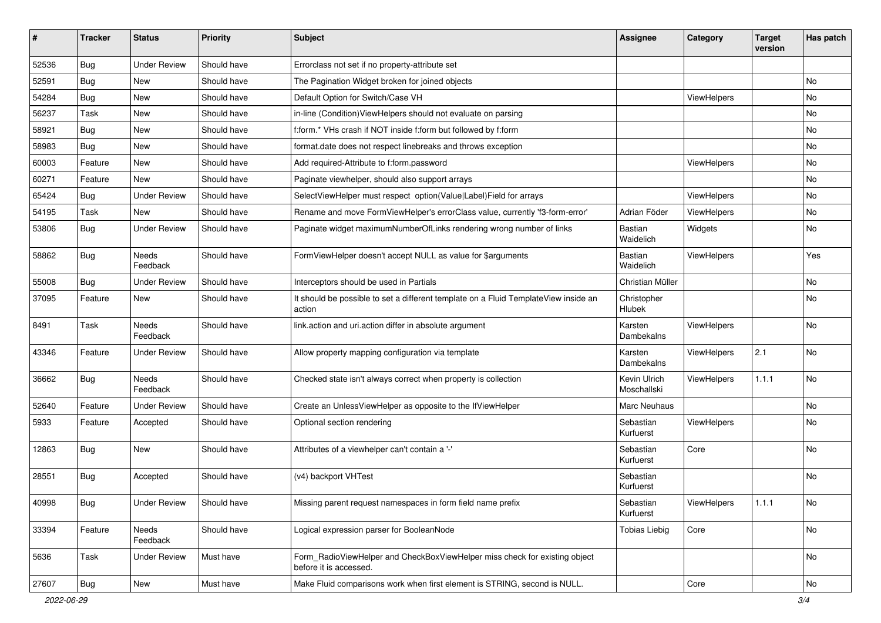| # | Tracker | Status | Priority | Subject | Assignee | Category | Target version | Has patch |
|---|---|---|---|---|---|---|---|---|
| 52536 | Bug | Under Review | Should have | Errorclass not set if no property-attribute set | | | | |
| 52591 | Bug | New | Should have | The Pagination Widget broken for joined objects | | | | No |
| 54284 | Bug | New | Should have | Default Option for Switch/Case VH | | ViewHelpers | | No |
| 56237 | Task | New | Should have | in-line (Condition)ViewHelpers should not evaluate on parsing | | | | No |
| 58921 | Bug | New | Should have | f:form.* VHs crash if NOT inside f:form but followed by f:form | | | | No |
| 58983 | Bug | New | Should have | format.date does not respect linebreaks and throws exception | | | | No |
| 60003 | Feature | New | Should have | Add required-Attribute to f:form.password | | ViewHelpers | | No |
| 60271 | Feature | New | Should have | Paginate viewhelper, should also support arrays | | | | No |
| 65424 | Bug | Under Review | Should have | SelectViewHelper must respect option(Value\|Label)Field for arrays | | ViewHelpers | | No |
| 54195 | Task | New | Should have | Rename and move FormViewHelper's errorClass value, currently 'f3-form-error' | Adrian Föder | ViewHelpers | | No |
| 53806 | Bug | Under Review | Should have | Paginate widget maximumNumberOfLinks rendering wrong number of links | Bastian Waidelich | Widgets | | No |
| 58862 | Bug | Needs Feedback | Should have | FormViewHelper doesn't accept NULL as value for $arguments | Bastian Waidelich | ViewHelpers | | Yes |
| 55008 | Bug | Under Review | Should have | Interceptors should be used in Partials | Christian Müller | | | No |
| 37095 | Feature | New | Should have | It should be possible to set a different template on a Fluid TemplateView inside an action | Christopher Hlubek | | | No |
| 8491 | Task | Needs Feedback | Should have | link.action and uri.action differ in absolute argument | Karsten Dambekalns | ViewHelpers | | No |
| 43346 | Feature | Under Review | Should have | Allow property mapping configuration via template | Karsten Dambekalns | ViewHelpers | 2.1 | No |
| 36662 | Bug | Needs Feedback | Should have | Checked state isn't always correct when property is collection | Kevin Ulrich Moschallski | ViewHelpers | 1.1.1 | No |
| 52640 | Feature | Under Review | Should have | Create an UnlessViewHelper as opposite to the IfViewHelper | Marc Neuhaus | | | No |
| 5933 | Feature | Accepted | Should have | Optional section rendering | Sebastian Kurfuerst | ViewHelpers | | No |
| 12863 | Bug | New | Should have | Attributes of a viewhelper can't contain a '-' | Sebastian Kurfuerst | Core | | No |
| 28551 | Bug | Accepted | Should have | (v4) backport VHTest | Sebastian Kurfuerst | | | No |
| 40998 | Bug | Under Review | Should have | Missing parent request namespaces in form field name prefix | Sebastian Kurfuerst | ViewHelpers | 1.1.1 | No |
| 33394 | Feature | Needs Feedback | Should have | Logical expression parser for BooleanNode | Tobias Liebig | Core | | No |
| 5636 | Task | Under Review | Must have | Form_RadioViewHelper and CheckBoxViewHelper miss check for existing object before it is accessed. | | | | No |
| 27607 | Bug | New | Must have | Make Fluid comparisons work when first element is STRING, second is NULL. | | Core | | No |

2022-06-29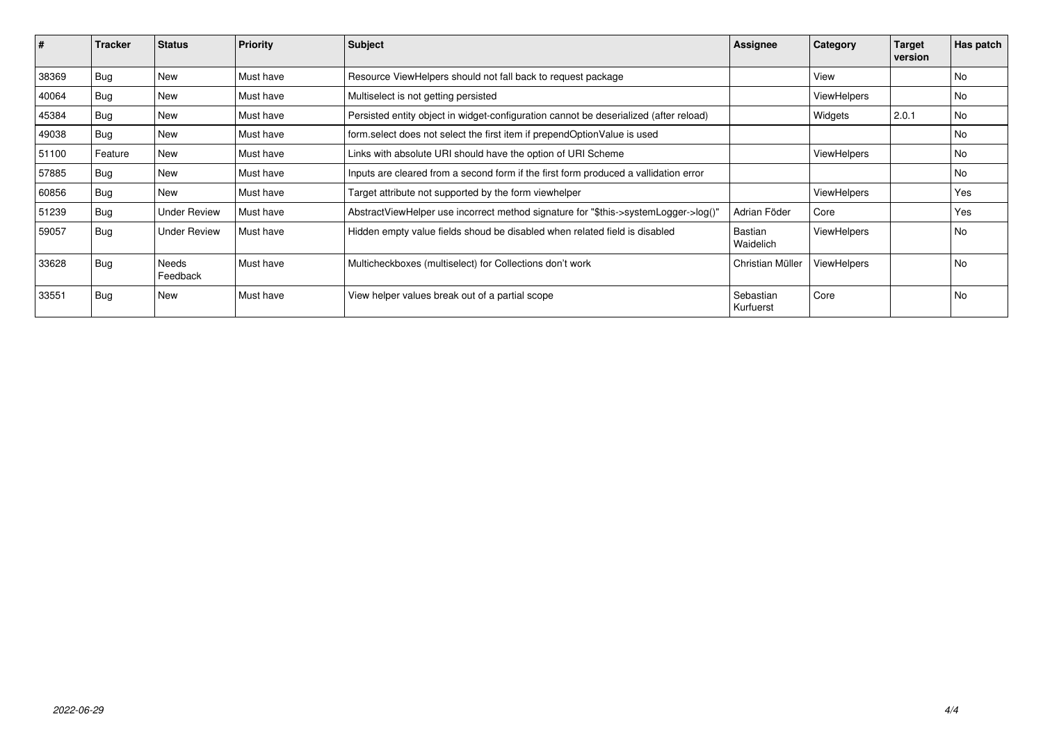| # | Tracker | Status | Priority | Subject | Assignee | Category | Target version | Has patch |
|---|---|---|---|---|---|---|---|---|
| 38369 | Bug | New | Must have | Resource ViewHelpers should not fall back to request package | | View | | No |
| 40064 | Bug | New | Must have | Multiselect is not getting persisted | | ViewHelpers | | No |
| 45384 | Bug | New | Must have | Persisted entity object in widget-configuration cannot be deserialized (after reload) | | Widgets | 2.0.1 | No |
| 49038 | Bug | New | Must have | form.select does not select the first item if prependOptionValue is used | | | | No |
| 51100 | Feature | New | Must have | Links with absolute URI should have the option of URI Scheme | | ViewHelpers | | No |
| 57885 | Bug | New | Must have | Inputs are cleared from a second form if the first form produced a vallidation error | | | | No |
| 60856 | Bug | New | Must have | Target attribute not supported by the form viewhelper | | ViewHelpers | | Yes |
| 51239 | Bug | Under Review | Must have | AbstractViewHelper use incorrect method signature for "$this->systemLogger->log()" | Adrian Föder | Core | | Yes |
| 59057 | Bug | Under Review | Must have | Hidden empty value fields shoud be disabled when related field is disabled | Bastian Waidelich | ViewHelpers | | No |
| 33628 | Bug | Needs Feedback | Must have | Multicheckboxes (multiselect) for Collections don't work | Christian Müller | ViewHelpers | | No |
| 33551 | Bug | New | Must have | View helper values break out of a partial scope | Sebastian Kurfuerst | Core | | No |